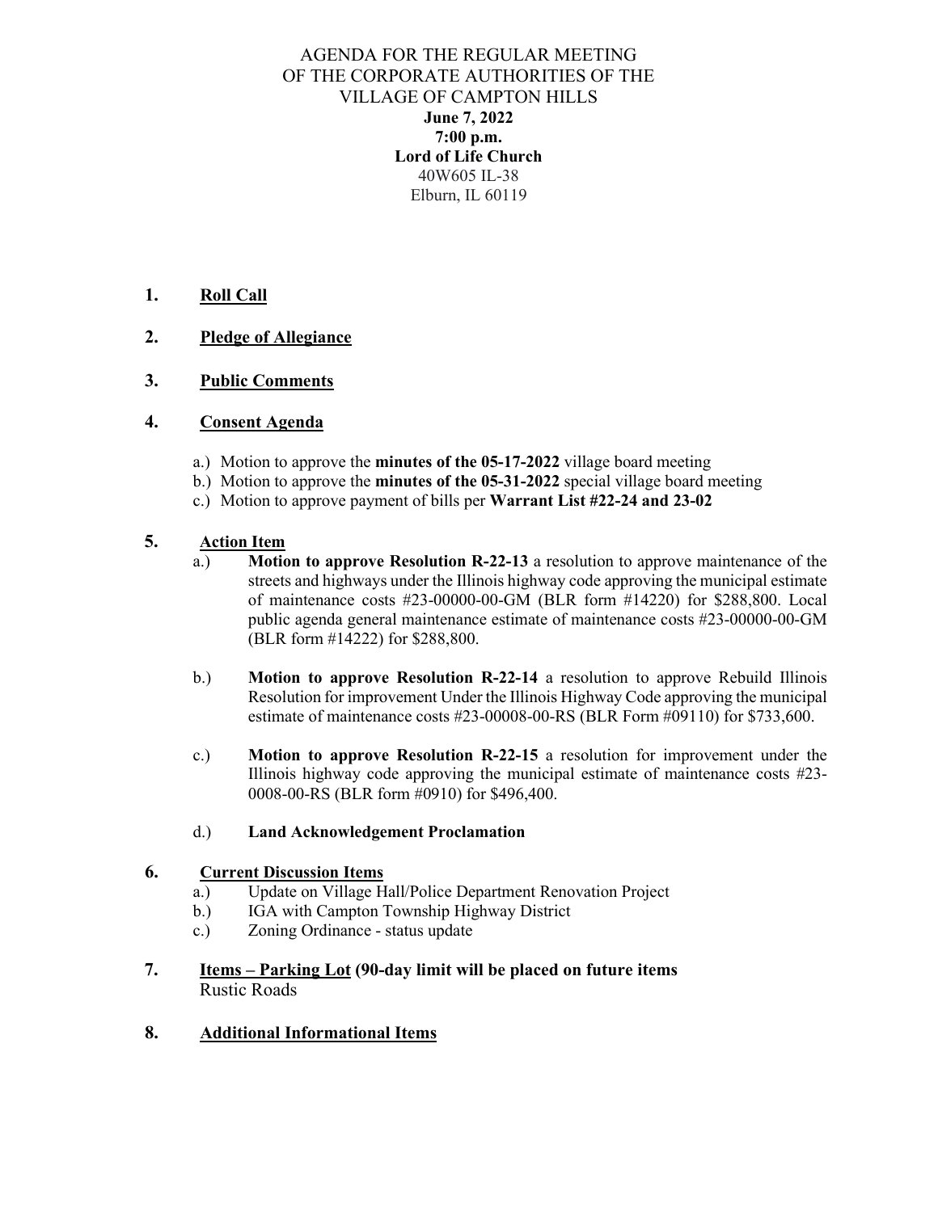# AGENDA FOR THE REGULAR MEETING OF THE CORPORATE AUTHORITIES OF THE VILLAGE OF CAMPTON HILLS

**June 7, 2022**
**7:00 p.m.**
**Lord of Life Church**
40W605 IL-38
Elburn, IL 60119

1. **Roll Call**

2. **Pledge of Allegiance**

3. **Public Comments**

4. **Consent Agenda**

   a.) Motion to approve the **minutes of the 05-17-2022** village board meeting
   b.) Motion to approve the **minutes of the 05-31-2022** special village board meeting
   c.) Motion to approve payment of bills per **Warrant List #22-24 and 23-02**

5. **Action Item**

   a.) **Motion to approve Resolution R-22-13** a resolution to approve maintenance of the streets and highways under the Illinois highway code approving the municipal estimate of maintenance costs #23-00000-00-GM (BLR form #14220) for $288,800. Local public agenda general maintenance estimate of maintenance costs #23-00000-00-GM (BLR form #14222) for $288,800.

   b.) **Motion to approve Resolution R-22-14** a resolution to approve Rebuild Illinois Resolution for improvement Under the Illinois Highway Code approving the municipal estimate of maintenance costs #23-00008-00-RS (BLR Form #09110) for $733,600.

   c.) **Motion to approve Resolution R-22-15** a resolution for improvement under the Illinois highway code approving the municipal estimate of maintenance costs #23-0008-00-RS (BLR form #0910) for $496,400.

   d.) **Land Acknowledgement Proclamation**

6. **Current Discussion Items**

   a.) Update on Village Hall/Police Department Renovation Project
   b.) IGA with Campton Township Highway District
   c.) Zoning Ordinance - status update

7. **Items – Parking Lot (90-day limit will be placed on future items**
   Rustic Roads

8. **Additional Informational Items**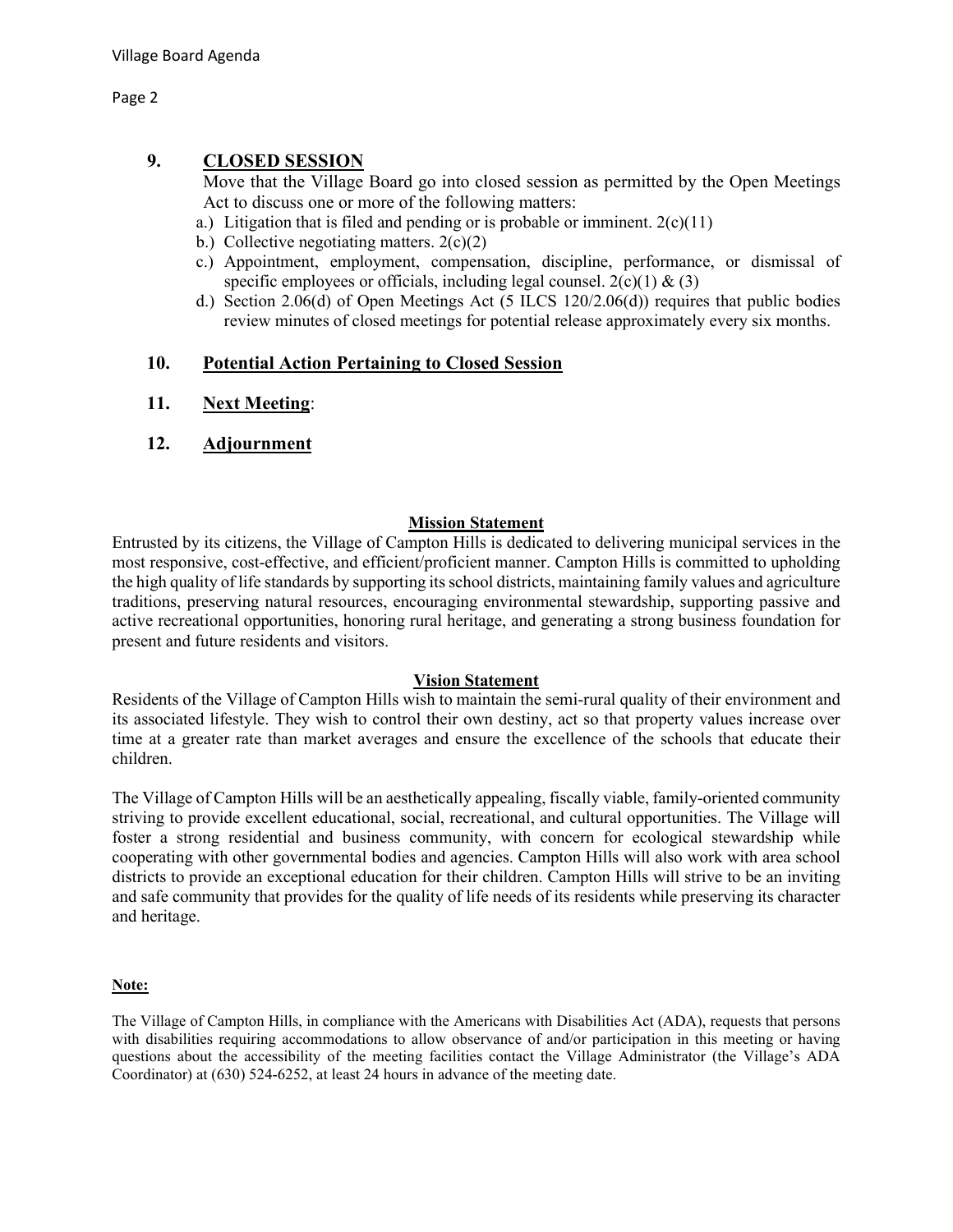## 9. CLOSED SESSION

Move that the Village Board go into closed session as permitted by the Open Meetings Act to discuss one or more of the following matters:

a.) Litigation that is filed and pending or is probable or imminent. 2(c)(11)

b.) Collective negotiating matters. 2(c)(2)

c.) Appointment, employment, compensation, discipline, performance, or dismissal of specific employees or officials, including legal counsel. 2(c)(1) & (3)

d.) Section 2.06(d) of Open Meetings Act (5 ILCS 120/2.06(d)) requires that public bodies review minutes of closed meetings for potential release approximately every six months.

## 10. Potential Action Pertaining to Closed Session

## 11. Next Meeting:

## 12. Adjournment

### Mission Statement

Entrusted by its citizens, the Village of Campton Hills is dedicated to delivering municipal services in the most responsive, cost-effective, and efficient/proficient manner. Campton Hills is committed to upholding the high quality of life standards by supporting its school districts, maintaining family values and agriculture traditions, preserving natural resources, encouraging environmental stewardship, supporting passive and active recreational opportunities, honoring rural heritage, and generating a strong business foundation for present and future residents and visitors.

### Vision Statement

Residents of the Village of Campton Hills wish to maintain the semi-rural quality of their environment and its associated lifestyle. They wish to control their own destiny, act so that property values increase over time at a greater rate than market averages and ensure the excellence of the schools that educate their children.

The Village of Campton Hills will be an aesthetically appealing, fiscally viable, family-oriented community striving to provide excellent educational, social, recreational, and cultural opportunities. The Village will foster a strong residential and business community, with concern for ecological stewardship while cooperating with other governmental bodies and agencies. Campton Hills will also work with area school districts to provide an exceptional education for their children. Campton Hills will strive to be an inviting and safe community that provides for the quality of life needs of its residents while preserving its character and heritage.

**Note:**

The Village of Campton Hills, in compliance with the Americans with Disabilities Act (ADA), requests that persons with disabilities requiring accommodations to allow observance of and/or participation in this meeting or having questions about the accessibility of the meeting facilities contact the Village Administrator (the Village's ADA Coordinator) at (630) 524-6252, at least 24 hours in advance of the meeting date.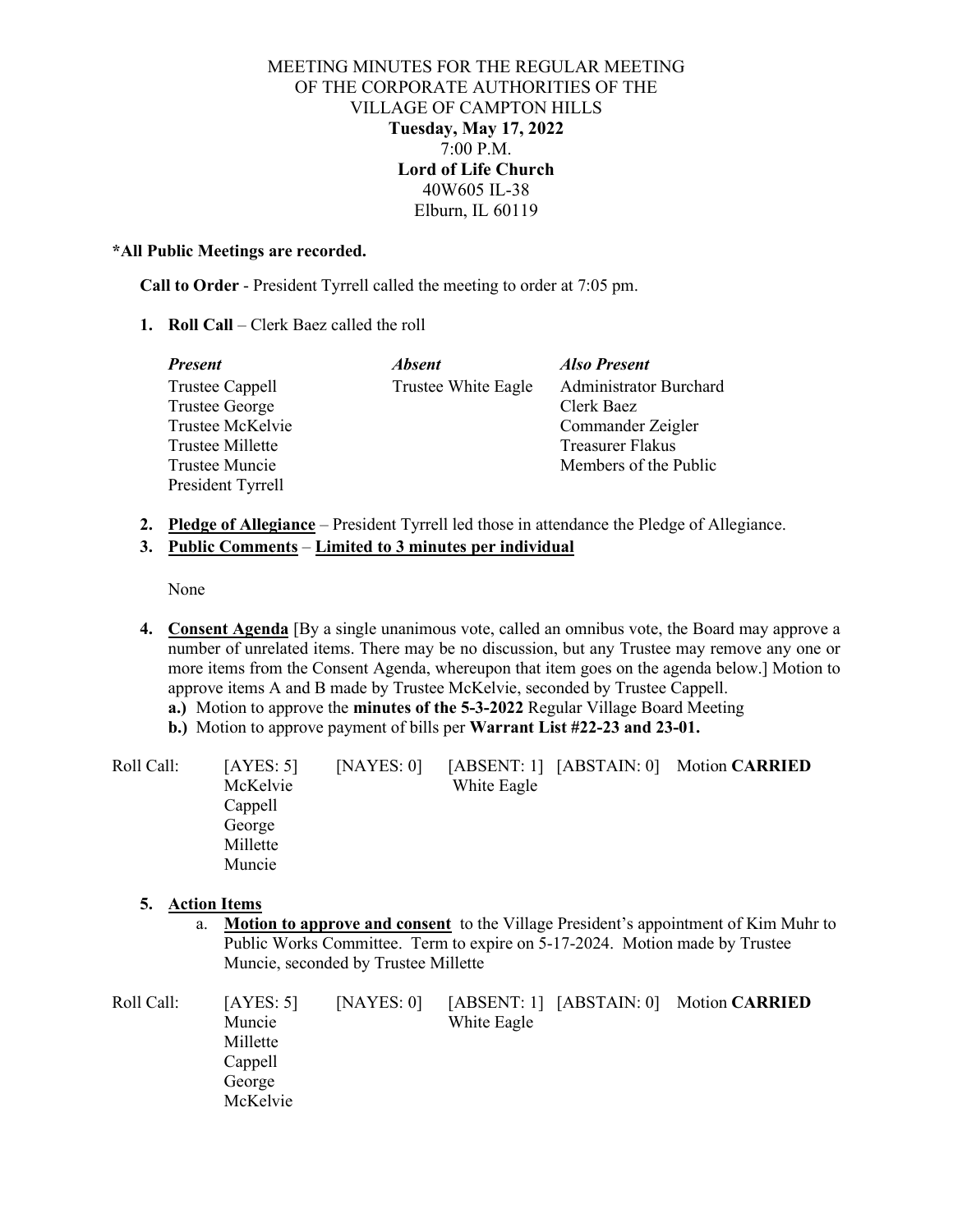MEETING MINUTES FOR THE REGULAR MEETING
OF THE CORPORATE AUTHORITIES OF THE
VILLAGE OF CAMPTON HILLS
**Tuesday, May 17, 2022**
7:00 P.M.
**Lord of Life Church**
40W605 IL-38
Elburn, IL 60119

**\*All Public Meetings are recorded.**

**Call to Order** - President Tyrrell called the meeting to order at 7:05 pm.

1. **Roll Call** – Clerk Baez called the roll

| *Present* | *Absent* | *Also Present* |
|---|---|---|
| Trustee Cappell | Trustee White Eagle | Administrator Burchard |
| Trustee George | | Clerk Baez |
| Trustee McKelvie | | Commander Zeigler |
| Trustee Millette | | Treasurer Flakus |
| Trustee Muncie | | Members of the Public |
| President Tyrrell | | |

2. **Pledge of Allegiance** – President Tyrrell led those in attendance the Pledge of Allegiance.
3. **Public Comments** – **Limited to 3 minutes per individual**

   None

4. **Consent Agenda** [By a single unanimous vote, called an omnibus vote, the Board may approve a number of unrelated items. There may be no discussion, but any Trustee may remove any one or more items from the Consent Agenda, whereupon that item goes on the agenda below.] Motion to approve items A and B made by Trustee McKelvie, seconded by Trustee Cappell.
   **a.)** Motion to approve the **minutes of the 5-3-2022** Regular Village Board Meeting
   **b.)** Motion to approve payment of bills per **Warrant List #22-23 and 23-01.**

| Roll Call: | [AYES: 5] | [NAYES: 0] | [ABSENT: 1] | [ABSTAIN: 0] | Motion **CARRIED** |
|---|---|---|---|---|---|
| | McKelvie | | White Eagle | | |
| | Cappell | | | | |
| | George | | | | |
| | Millette | | | | |
| | Muncie | | | | |

5. **Action Items**
   a. **Motion to approve and consent** to the Village President's appointment of Kim Muhr to Public Works Committee. Term to expire on 5-17-2024. Motion made by Trustee Muncie, seconded by Trustee Millette

| Roll Call: | [AYES: 5] | [NAYES: 0] | [ABSENT: 1] | [ABSTAIN: 0] | Motion **CARRIED** |
|---|---|---|---|---|---|
| | Muncie | | White Eagle | | |
| | Millette | | | | |
| | Cappell | | | | |
| | George | | | | |
| | McKelvie | | | | |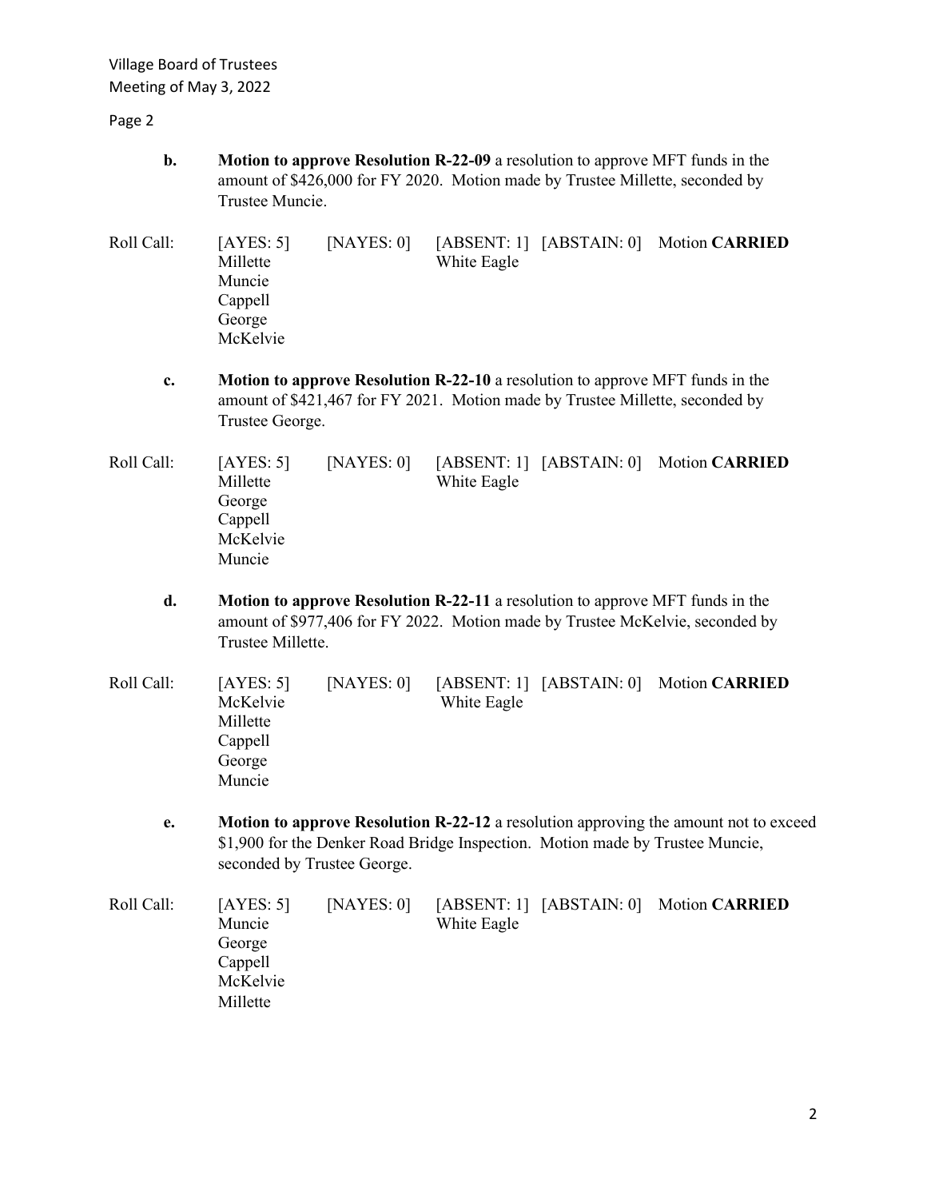**b.** **Motion to approve Resolution R-22-09** a resolution to approve MFT funds in the amount of $426,000 for FY 2020. Motion made by Trustee Millette, seconded by Trustee Muncie.

| Roll Call: | [AYES: 5] | [NAYES: 0] | [ABSENT: 1] | [ABSTAIN: 0] | Motion **CARRIED** |
|---|---|---|---|---|---|
| | Millette<br>Muncie<br>Cappell<br>George<br>McKelvie | | White Eagle | | |

**c.** **Motion to approve Resolution R-22-10** a resolution to approve MFT funds in the amount of $421,467 for FY 2021. Motion made by Trustee Millette, seconded by Trustee George.

| Roll Call: | [AYES: 5] | [NAYES: 0] | [ABSENT: 1] | [ABSTAIN: 0] | Motion **CARRIED** |
|---|---|---|---|---|---|
| | Millette<br>George<br>Cappell<br>McKelvie<br>Muncie | | White Eagle | | |

**d.** **Motion to approve Resolution R-22-11** a resolution to approve MFT funds in the amount of $977,406 for FY 2022. Motion made by Trustee McKelvie, seconded by Trustee Millette.

| Roll Call: | [AYES: 5] | [NAYES: 0] | [ABSENT: 1] | [ABSTAIN: 0] | Motion **CARRIED** |
|---|---|---|---|---|---|
| | McKelvie<br>Millette<br>Cappell<br>George<br>Muncie | | White Eagle | | |

**e.** **Motion to approve Resolution R-22-12** a resolution approving the amount not to exceed $1,900 for the Denker Road Bridge Inspection. Motion made by Trustee Muncie, seconded by Trustee George.

| Roll Call: | [AYES: 5] | [NAYES: 0] | [ABSENT: 1] | [ABSTAIN: 0] | Motion **CARRIED** |
|---|---|---|---|---|---|
| | Muncie<br>George<br>Cappell<br>McKelvie<br>Millette | | White Eagle | | |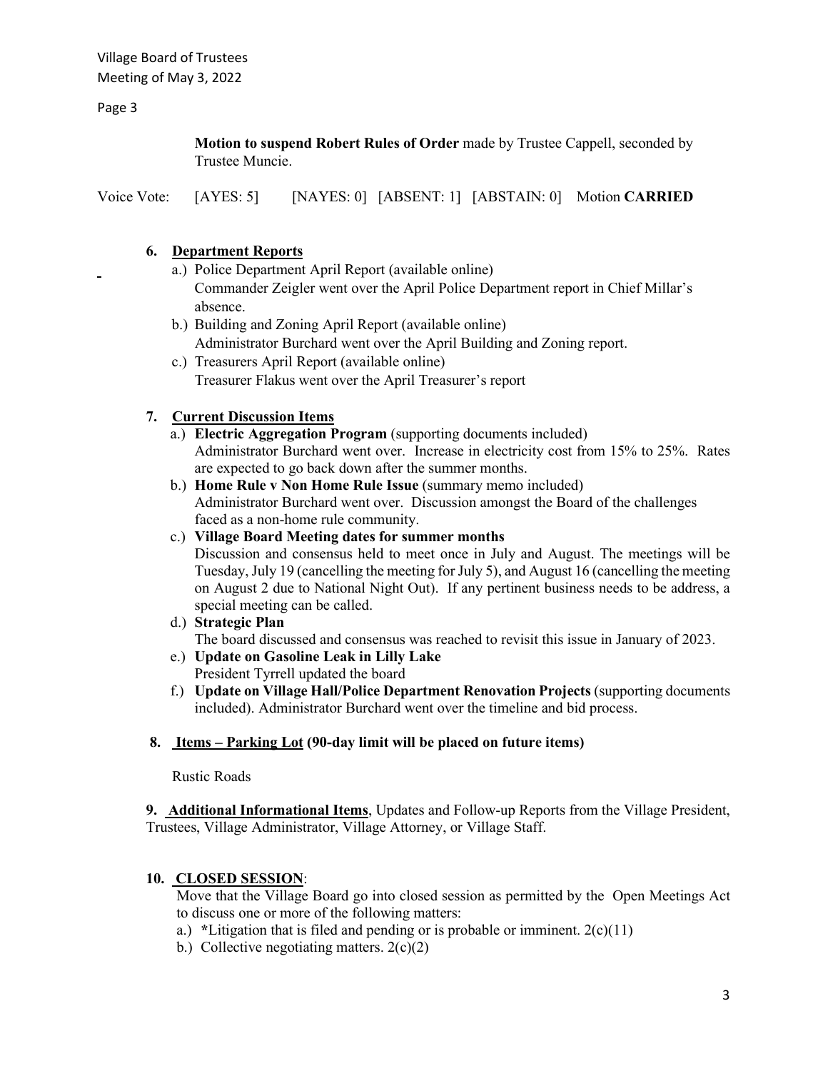**Motion to suspend Robert Rules of Order** made by Trustee Cappell, seconded by Trustee Muncie.

Voice Vote: [AYES: 5] [NAYES: 0] [ABSENT: 1] [ABSTAIN: 0] Motion **CARRIED**

**6. Department Reports**

a.) Police Department April Report (available online)
Commander Zeigler went over the April Police Department report in Chief Millar's absence.

b.) Building and Zoning April Report (available online)
Administrator Burchard went over the April Building and Zoning report.

c.) Treasurers April Report (available online)
Treasurer Flakus went over the April Treasurer's report

**7. Current Discussion Items**

a.) **Electric Aggregation Program** (supporting documents included)
Administrator Burchard went over. Increase in electricity cost from 15% to 25%. Rates are expected to go back down after the summer months.

b.) **Home Rule v Non Home Rule Issue** (summary memo included)
Administrator Burchard went over. Discussion amongst the Board of the challenges faced as a non-home rule community.

c.) **Village Board Meeting dates for summer months**
Discussion and consensus held to meet once in July and August. The meetings will be Tuesday, July 19 (cancelling the meeting for July 5), and August 16 (cancelling the meeting on August 2 due to National Night Out). If any pertinent business needs to be address, a special meeting can be called.

d.) **Strategic Plan**
The board discussed and consensus was reached to revisit this issue in January of 2023.

e.) **Update on Gasoline Leak in Lilly Lake**
President Tyrrell updated the board

f.) **Update on Village Hall/Police Department Renovation Projects** (supporting documents included). Administrator Burchard went over the timeline and bid process.

**8. Items – Parking Lot (90-day limit will be placed on future items)**

Rustic Roads

**9. Additional Informational Items**, Updates and Follow-up Reports from the Village President, Trustees, Village Administrator, Village Attorney, or Village Staff.

**10. CLOSED SESSION**:
Move that the Village Board go into closed session as permitted by the Open Meetings Act to discuss one or more of the following matters:

a.) ***Litigation that is filed and pending or is probable or imminent. 2(c)(11)

b.) Collective negotiating matters. 2(c)(2)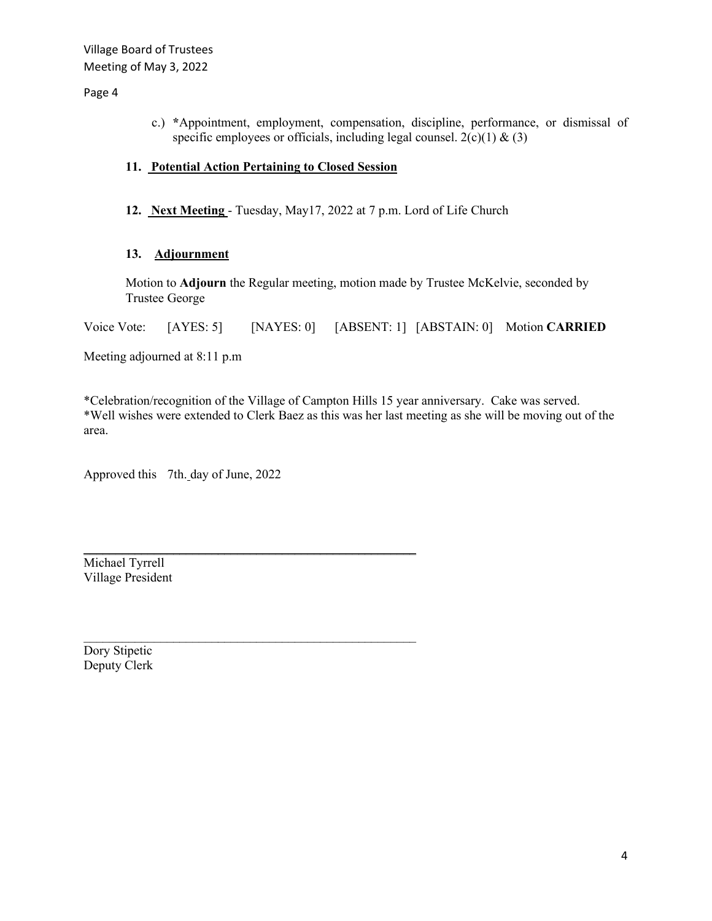c.) *Appointment, employment, compensation, discipline, performance, or dismissal of specific employees or officials, including legal counsel. 2(c)(1) & (3)

**11. Potential Action Pertaining to Closed Session**

**12. Next Meeting** - Tuesday, May17, 2022 at 7 p.m. Lord of Life Church

**13. Adjournment**

Motion to **Adjourn** the Regular meeting, motion made by Trustee McKelvie, seconded by Trustee George

Voice Vote: [AYES: 5] [NAYES: 0] [ABSENT: 1] [ABSTAIN: 0] Motion **CARRIED**

Meeting adjourned at 8:11 p.m

*Celebration/recognition of the Village of Campton Hills 15 year anniversary. Cake was served.
*Well wishes were extended to Clerk Baez as this was her last meeting as she will be moving out of the area.

Approved this 7th. day of June, 2022

\_\_\_\_\_\_\_\_\_\_\_\_\_\_\_\_\_\_\_\_\_\_\_\_\_\_\_\_\_\_\_\_\_\_\_\_\_\_\_\_\_\_\_\_\_\_\_\_
Michael Tyrrell
Village President

\_\_\_\_\_\_\_\_\_\_\_\_\_\_\_\_\_\_\_\_\_\_\_\_\_\_\_\_\_\_\_\_\_\_\_\_\_\_\_\_\_\_\_\_\_\_\_\_
Dory Stipetic
Deputy Clerk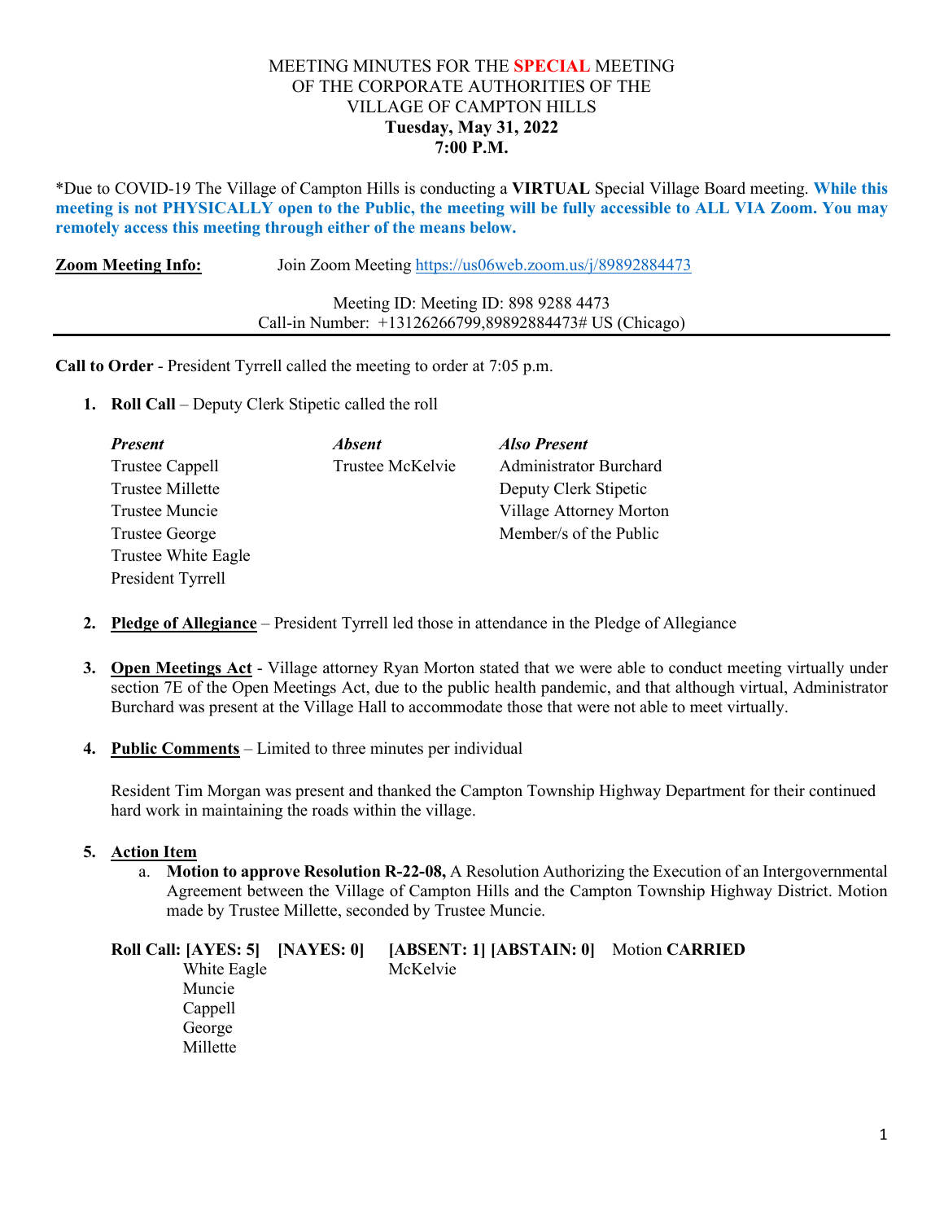MEETING MINUTES FOR THE **SPECIAL** MEETING
OF THE CORPORATE AUTHORITIES OF THE
VILLAGE OF CAMPTON HILLS
**Tuesday, May 31, 2022**
**7:00 P.M.**

*Due to COVID-19 The Village of Campton Hills is conducting a **VIRTUAL** Special Village Board meeting. **While this meeting is not PHYSICALLY open to the Public, the meeting will be fully accessible to ALL VIA Zoom. You may remotely access this meeting through either of the means below.**

**Zoom Meeting Info:** Join Zoom Meeting https://us06web.zoom.us/j/89892884473

Meeting ID: Meeting ID: 898 9288 4473
Call-in Number: +13126266799,89892884473# US (Chicago)

---

**Call to Order** - President Tyrrell called the meeting to order at 7:05 p.m.

1. **Roll Call** – Deputy Clerk Stipetic called the roll

| *Present* | *Absent* | *Also Present* |
|---|---|---|
| Trustee Cappell | Trustee McKelvie | Administrator Burchard |
| Trustee Millette | | Deputy Clerk Stipetic |
| Trustee Muncie | | Village Attorney Morton |
| Trustee George | | Member/s of the Public |
| Trustee White Eagle | | |
| President Tyrrell | | |

2. **Pledge of Allegiance** – President Tyrrell led those in attendance in the Pledge of Allegiance

3. **Open Meetings Act** - Village attorney Ryan Morton stated that we were able to conduct meeting virtually under section 7E of the Open Meetings Act, due to the public health pandemic, and that although virtual, Administrator Burchard was present at the Village Hall to accommodate those that were not able to meet virtually.

4. **Public Comments** – Limited to three minutes per individual

   Resident Tim Morgan was present and thanked the Campton Township Highway Department for their continued hard work in maintaining the roads within the village.

5. **Action Item**
   a. **Motion to approve Resolution R-22-08,** A Resolution Authorizing the Execution of an Intergovernmental Agreement between the Village of Campton Hills and the Campton Township Highway District. Motion made by Trustee Millette, seconded by Trustee Muncie.

**Roll Call: [AYES: 5] [NAYES: 0] [ABSENT: 1] [ABSTAIN: 0]** Motion **CARRIED**

| AYES | NAYES | ABSENT |
|---|---|---|
| White Eagle | | McKelvie |
| Muncie | | |
| Cappell | | |
| George | | |
| Millette | | |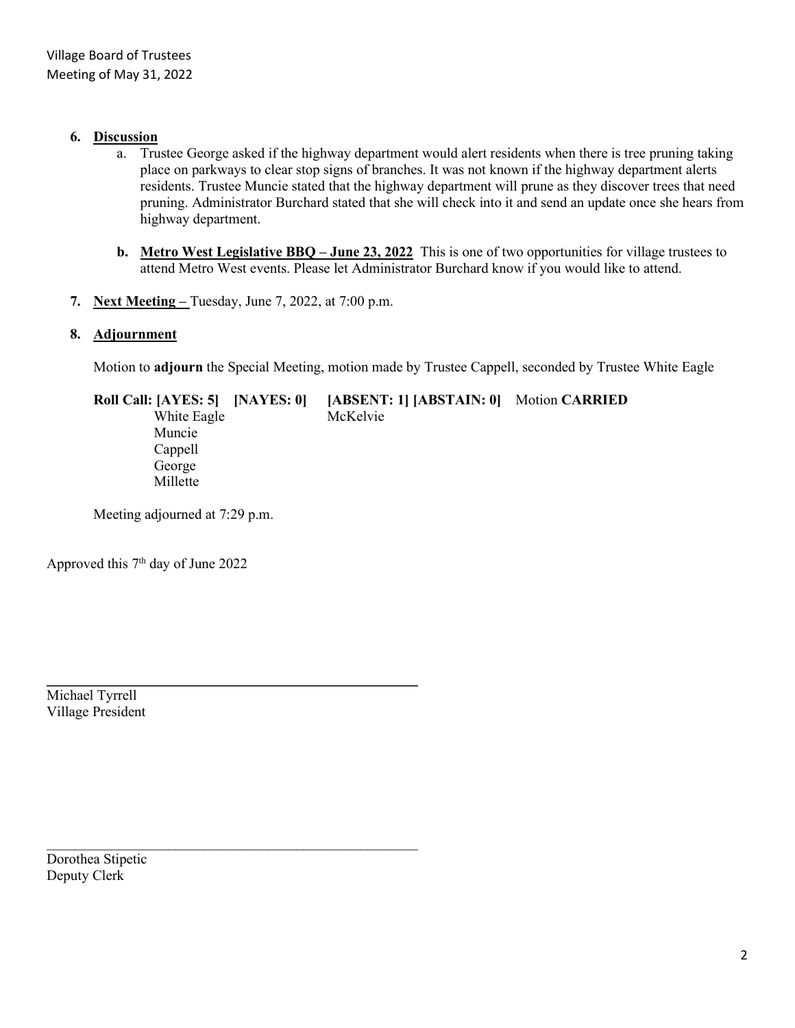6. **Discussion**
   a. Trustee George asked if the highway department would alert residents when there is tree pruning taking place on parkways to clear stop signs of branches. It was not known if the highway department alerts residents. Trustee Muncie stated that the highway department will prune as they discover trees that need pruning. Administrator Burchard stated that she will check into it and send an update once she hears from highway department.

   b. **Metro West Legislative BBQ – June 23, 2022** This is one of two opportunities for village trustees to attend Metro West events. Please let Administrator Burchard know if you would like to attend.

7. **Next Meeting –** Tuesday, June 7, 2022, at 7:00 p.m.

8. **Adjournment**

   Motion to **adjourn** the Special Meeting, motion made by Trustee Cappell, seconded by Trustee White Eagle

   **Roll Call: [AYES: 5] [NAYES: 0] [ABSENT: 1] [ABSTAIN: 0]** Motion **CARRIED**

   | AYES | ABSENT |
   |---|---|
   | White Eagle | McKelvie |
   | Muncie | |
   | Cappell | |
   | George | |
   | Millette | |

   Meeting adjourned at 7:29 p.m.

Approved this 7th day of June 2022

\_\_\_\_\_\_\_\_\_\_\_\_\_\_\_\_\_\_\_\_\_\_\_\_\_\_\_\_\_\_\_\_\_\_\_\_\_\_\_\_\_\_\_\_\_\_\_\_\_\_\_\_
Michael Tyrrell
Village President

\_\_\_\_\_\_\_\_\_\_\_\_\_\_\_\_\_\_\_\_\_\_\_\_\_\_\_\_\_\_\_\_\_\_\_\_\_\_\_\_\_\_\_\_\_\_\_\_\_\_\_\_
Dorothea Stipetic
Deputy Clerk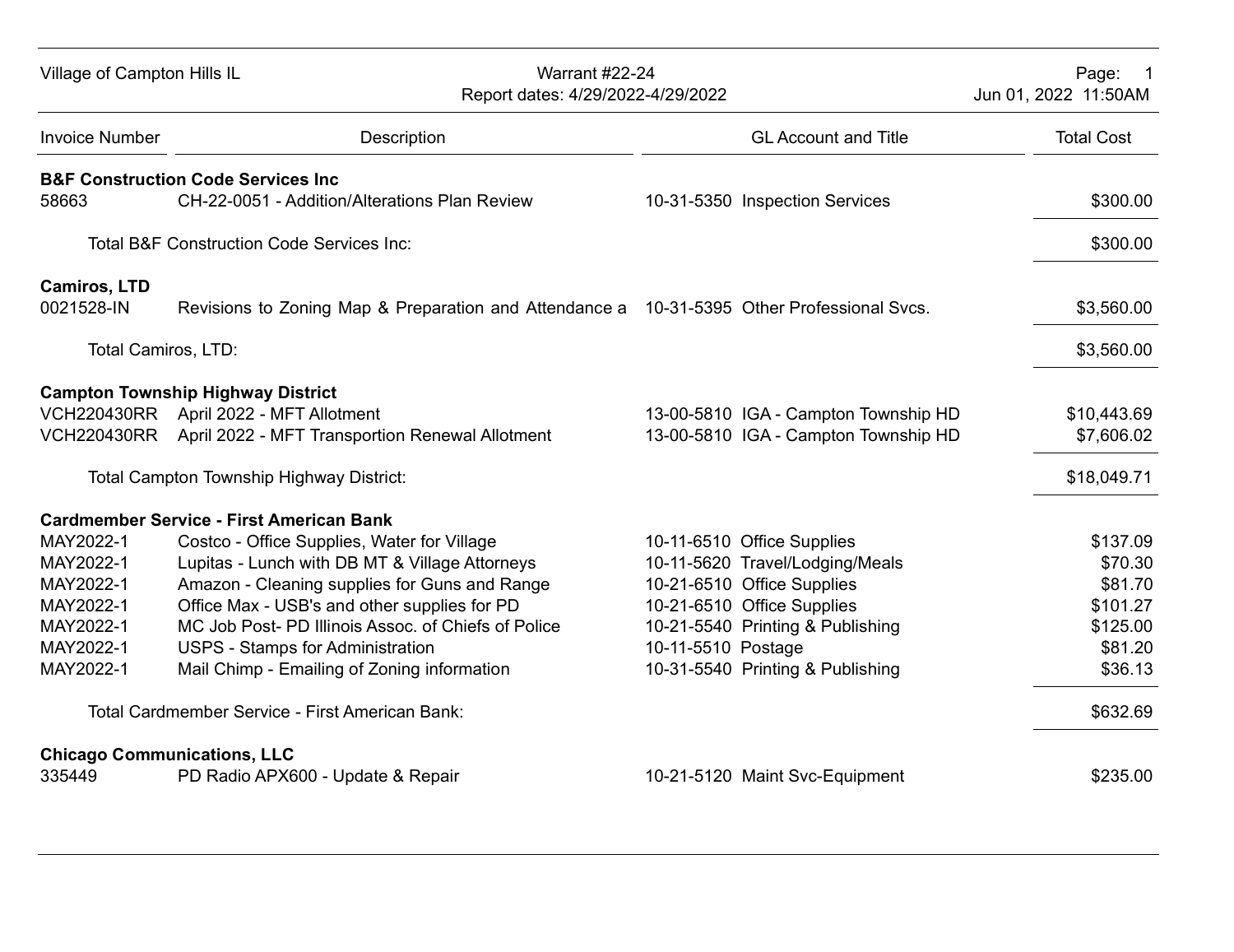Village of Campton Hills IL

Warrant #22-24
Report dates: 4/29/2022-4/29/2022

| Invoice Number | Description | GL Account and Title | Total Cost |
|---|---|---|---|
| **B&F Construction Code Services Inc** | | | |
| 58663 | CH-22-0051 - Addition/Alterations Plan Review | 10-31-5350 Inspection Services | $300.00 |
| | Total B&F Construction Code Services Inc: | | $300.00 |
| **Camiros, LTD** | | | |
| 0021528-IN | Revisions to Zoning Map & Preparation and Attendance a | 10-31-5395 Other Professional Svcs. | $3,560.00 |
| | Total Camiros, LTD: | | $3,560.00 |
| **Campton Township Highway District** | | | |
| VCH220430RR | April 2022 - MFT Allotment | 13-00-5810 IGA - Campton Township HD | $10,443.69 |
| VCH220430RR | April 2022 - MFT Transportion Renewal Allotment | 13-00-5810 IGA - Campton Township HD | $7,606.02 |
| | Total Campton Township Highway District: | | $18,049.71 |
| **Cardmember Service - First American Bank** | | | |
| MAY2022-1 | Costco - Office Supplies, Water for Village | 10-11-6510 Office Supplies | $137.09 |
| MAY2022-1 | Lupitas - Lunch with DB MT & Village Attorneys | 10-11-5620 Travel/Lodging/Meals | $70.30 |
| MAY2022-1 | Amazon - Cleaning supplies for Guns and Range | 10-21-6510 Office Supplies | $81.70 |
| MAY2022-1 | Office Max - USB's and other supplies for PD | 10-21-6510 Office Supplies | $101.27 |
| MAY2022-1 | MC Job Post- PD Illinois Assoc. of Chiefs of Police | 10-21-5540 Printing & Publishing | $125.00 |
| MAY2022-1 | USPS - Stamps for Administration | 10-11-5510 Postage | $81.20 |
| MAY2022-1 | Mail Chimp - Emailing of Zoning information | 10-31-5540 Printing & Publishing | $36.13 |
| | Total Cardmember Service - First American Bank: | | $632.69 |
| **Chicago Communications, LLC** | | | |
| 335449 | PD Radio APX600 - Update & Repair | 10-21-5120 Maint Svc-Equipment | $235.00 |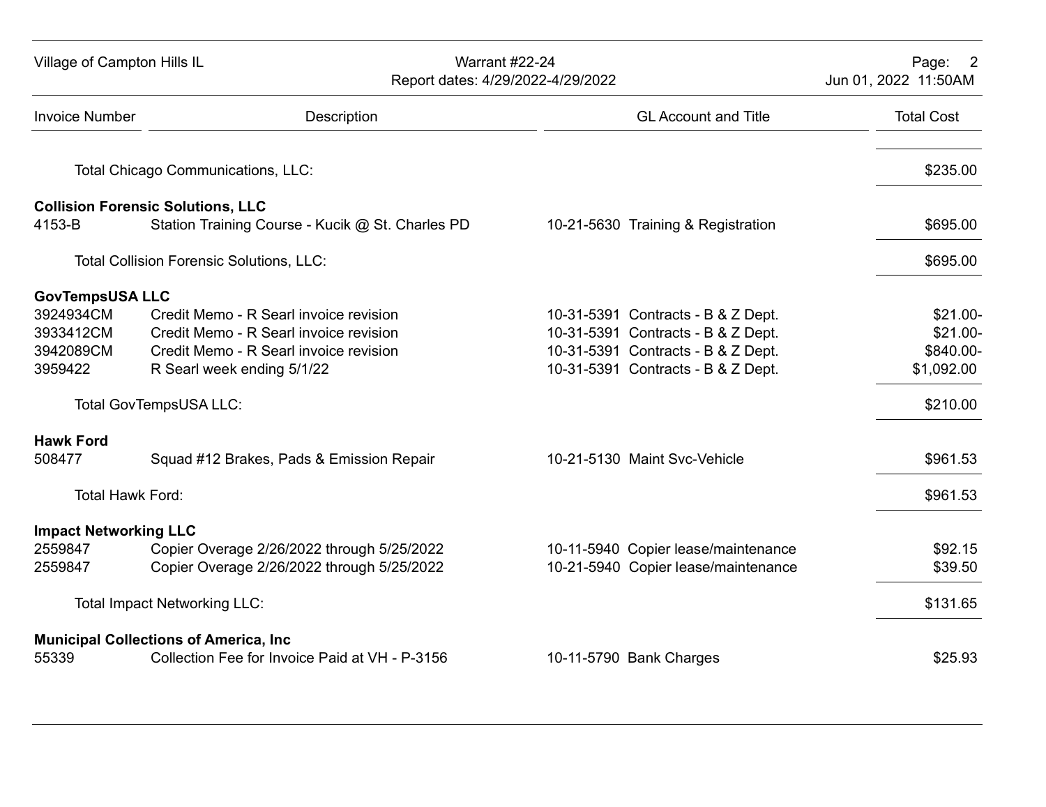| Invoice Number | Description | GL Account and Title | Total Cost |
|---|---|---|---|
| | Total Chicago Communications, LLC: | | $235.00 |
| **Collision Forensic Solutions, LLC** | | | |
| 4153-B | Station Training Course - Kucik @ St. Charles PD | 10-21-5630 Training & Registration | $695.00 |
| | Total Collision Forensic Solutions, LLC: | | $695.00 |
| **GovTempsUSA LLC** | | | |
| 3924934CM | Credit Memo - R Searl invoice revision | 10-31-5391 Contracts - B & Z Dept. | $21.00- |
| 3933412CM | Credit Memo - R Searl invoice revision | 10-31-5391 Contracts - B & Z Dept. | $21.00- |
| 3942089CM | Credit Memo - R Searl invoice revision | 10-31-5391 Contracts - B & Z Dept. | $840.00- |
| 3959422 | R Searl week ending 5/1/22 | 10-31-5391 Contracts - B & Z Dept. | $1,092.00 |
| | Total GovTempsUSA LLC: | | $210.00 |
| **Hawk Ford** | | | |
| 508477 | Squad #12 Brakes, Pads & Emission Repair | 10-21-5130 Maint Svc-Vehicle | $961.53 |
| | Total Hawk Ford: | | $961.53 |
| **Impact Networking LLC** | | | |
| 2559847 | Copier Overage 2/26/2022 through 5/25/2022 | 10-11-5940 Copier lease/maintenance | $92.15 |
| 2559847 | Copier Overage 2/26/2022 through 5/25/2022 | 10-21-5940 Copier lease/maintenance | $39.50 |
| | Total Impact Networking LLC: | | $131.65 |
| **Municipal Collections of America, Inc** | | | |
| 55339 | Collection Fee for Invoice Paid at VH - P-3156 | 10-11-5790 Bank Charges | $25.93 |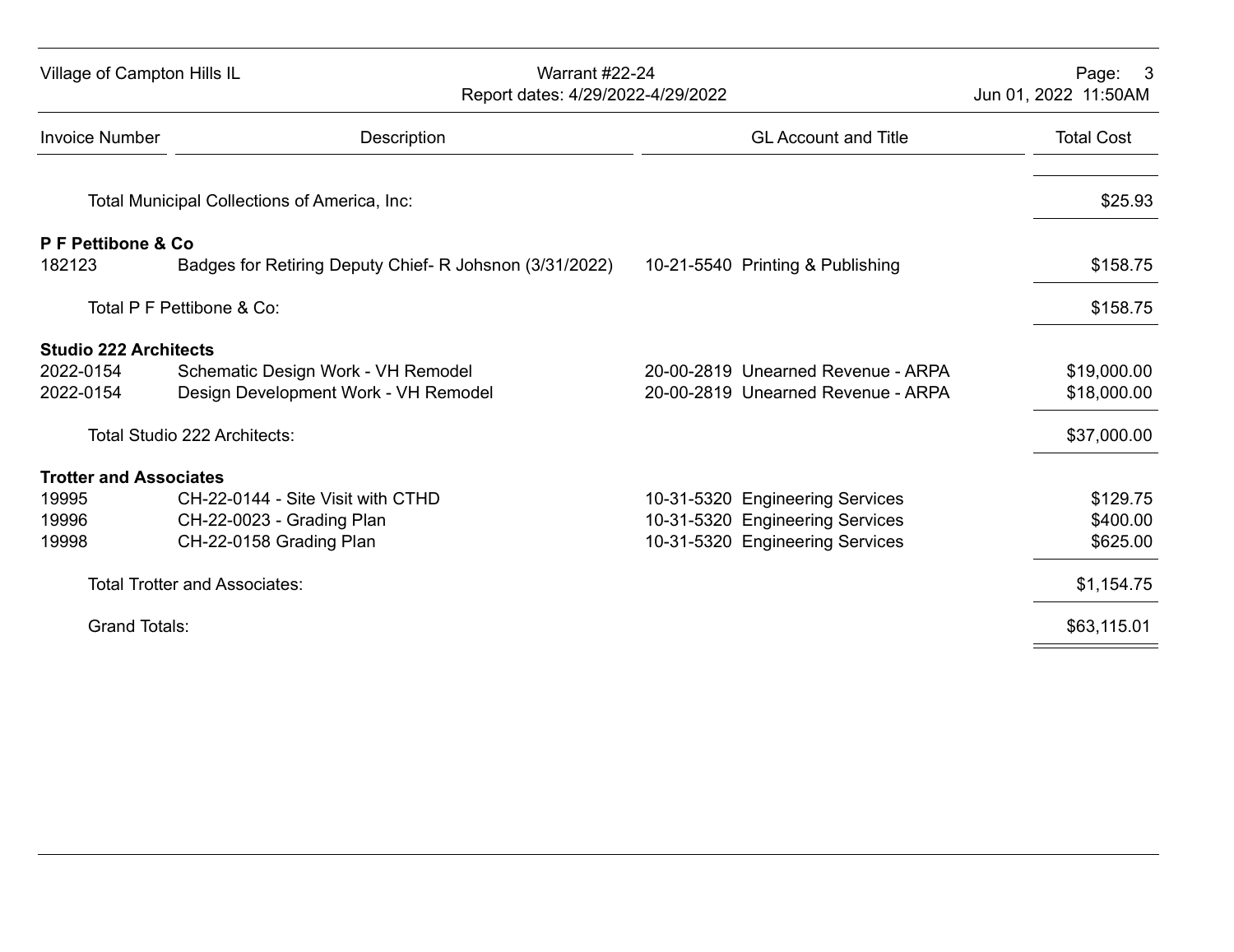| Invoice Number | Description | GL Account and Title | Total Cost |
|---|---|---|---|
| | Total Municipal Collections of America, Inc: | | $25.93 |
| **P F Pettibone & Co** | | | |
| 182123 | Badges for Retiring Deputy Chief- R Johsnon (3/31/2022) | 10-21-5540 Printing & Publishing | $158.75 |
| | Total P F Pettibone & Co: | | $158.75 |
| **Studio 222 Architects** | | | |
| 2022-0154 | Schematic Design Work - VH Remodel | 20-00-2819 Unearned Revenue - ARPA | $19,000.00 |
| 2022-0154 | Design Development Work - VH Remodel | 20-00-2819 Unearned Revenue - ARPA | $18,000.00 |
| | Total Studio 222 Architects: | | $37,000.00 |
| **Trotter and Associates** | | | |
| 19995 | CH-22-0144 - Site Visit with CTHD | 10-31-5320 Engineering Services | $129.75 |
| 19996 | CH-22-0023 - Grading Plan | 10-31-5320 Engineering Services | $400.00 |
| 19998 | CH-22-0158 Grading Plan | 10-31-5320 Engineering Services | $625.00 |
| | Total Trotter and Associates: | | $1,154.75 |
| | Grand Totals: | | $63,115.01 |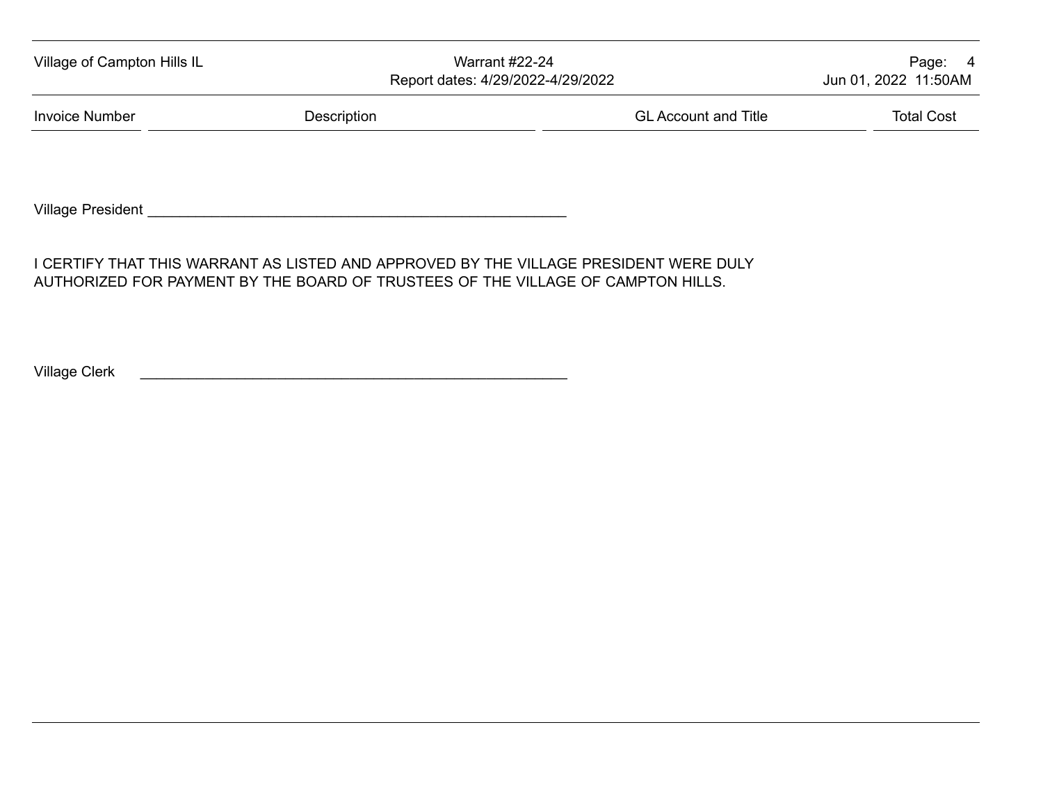| Invoice Number | Description | GL Account and Title | Total Cost |
| --- | --- | --- | --- |

Village President ____________________________________________________

I CERTIFY THAT THIS WARRANT AS LISTED AND APPROVED BY THE VILLAGE PRESIDENT WERE DULY AUTHORIZED FOR PAYMENT BY THE BOARD OF TRUSTEES OF THE VILLAGE OF CAMPTON HILLS.

Village Clerk ____________________________________________________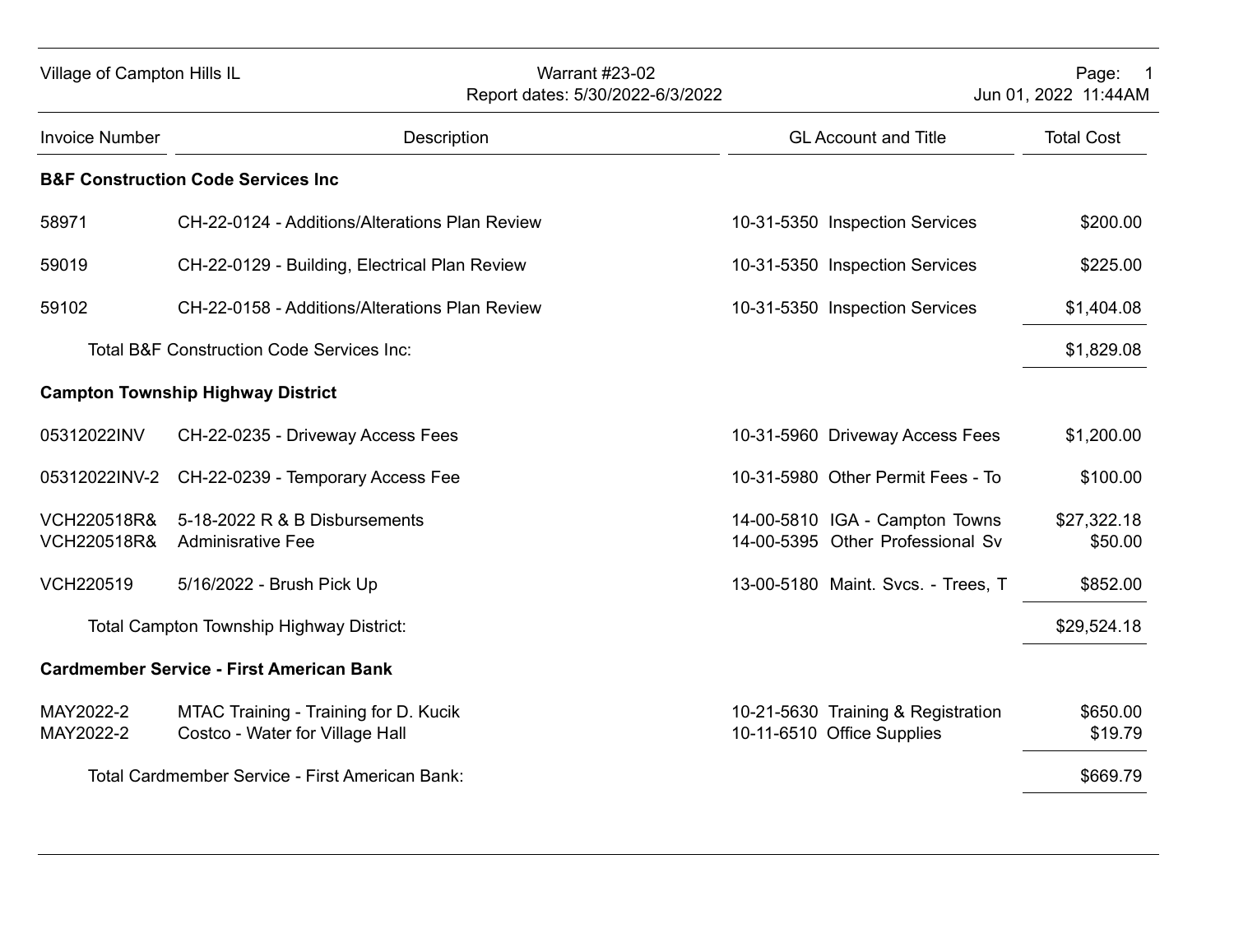Village of Campton Hills IL

Warrant #23-02
Report dates: 5/30/2022-6/3/2022

Jun 01, 2022 11:44AM

| Invoice Number | Description | GL Account and Title | Total Cost |
|---|---|---|---|
| **B&F Construction Code Services Inc** | | | |
| 58971 | CH-22-0124 - Additions/Alterations Plan Review | 10-31-5350 Inspection Services | $200.00 |
| 59019 | CH-22-0129 - Building, Electrical Plan Review | 10-31-5350 Inspection Services | $225.00 |
| 59102 | CH-22-0158 - Additions/Alterations Plan Review | 10-31-5350 Inspection Services | $1,404.08 |
| | Total B&F Construction Code Services Inc: | | $1,829.08 |
| **Campton Township Highway District** | | | |
| 05312022INV | CH-22-0235 - Driveway Access Fees | 10-31-5960 Driveway Access Fees | $1,200.00 |
| 05312022INV-2 | CH-22-0239 - Temporary Access Fee | 10-31-5980 Other Permit Fees - To | $100.00 |
| VCH220518R& | 5-18-2022 R & B Disbursements | 14-00-5810 IGA - Campton Towns | $27,322.18 |
| VCH220518R& | Adminisrative Fee | 14-00-5395 Other Professional Sv | $50.00 |
| VCH220519 | 5/16/2022 - Brush Pick Up | 13-00-5180 Maint. Svcs. - Trees, T | $852.00 |
| | Total Campton Township Highway District: | | $29,524.18 |
| **Cardmember Service - First American Bank** | | | |
| MAY2022-2 | MTAC Training - Training for D. Kucik | 10-21-5630 Training & Registration | $650.00 |
| MAY2022-2 | Costco - Water for Village Hall | 10-11-6510 Office Supplies | $19.79 |
| | Total Cardmember Service - First American Bank: | | $669.79 |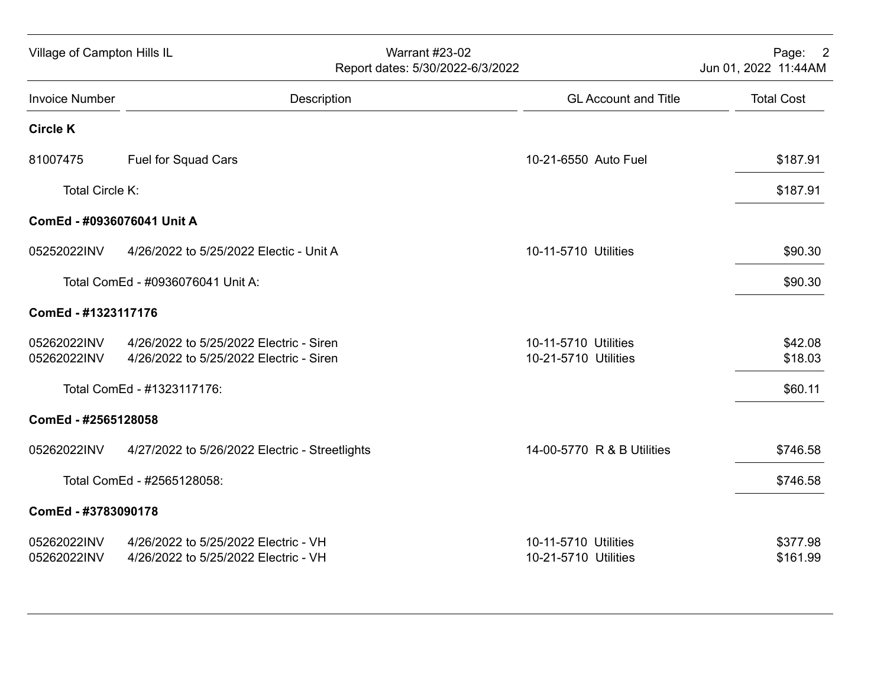| Invoice Number | Description | GL Account and Title | Total Cost |
| --- | --- | --- | --- |
| **Circle K** | | | |
| 81007475 | Fuel for Squad Cars | 10-21-6550 Auto Fuel | $187.91 |
| | Total Circle K: | | $187.91 |
| **ComEd - #0936076041 Unit A** | | | |
| 05252022INV | 4/26/2022 to 5/25/2022 Electic - Unit A | 10-11-5710 Utilities | $90.30 |
| | Total ComEd - #0936076041 Unit A: | | $90.30 |
| **ComEd - #1323117176** | | | |
| 05262022INV | 4/26/2022 to 5/25/2022 Electric - Siren | 10-11-5710 Utilities | $42.08 |
| 05262022INV | 4/26/2022 to 5/25/2022 Electric - Siren | 10-21-5710 Utilities | $18.03 |
| | Total ComEd - #1323117176: | | $60.11 |
| **ComEd - #2565128058** | | | |
| 05262022INV | 4/27/2022 to 5/26/2022 Electric - Streetlights | 14-00-5770 R & B Utilities | $746.58 |
| | Total ComEd - #2565128058: | | $746.58 |
| **ComEd - #3783090178** | | | |
| 05262022INV | 4/26/2022 to 5/25/2022 Electric - VH | 10-11-5710 Utilities | $377.98 |
| 05262022INV | 4/26/2022 to 5/25/2022 Electric - VH | 10-21-5710 Utilities | $161.99 |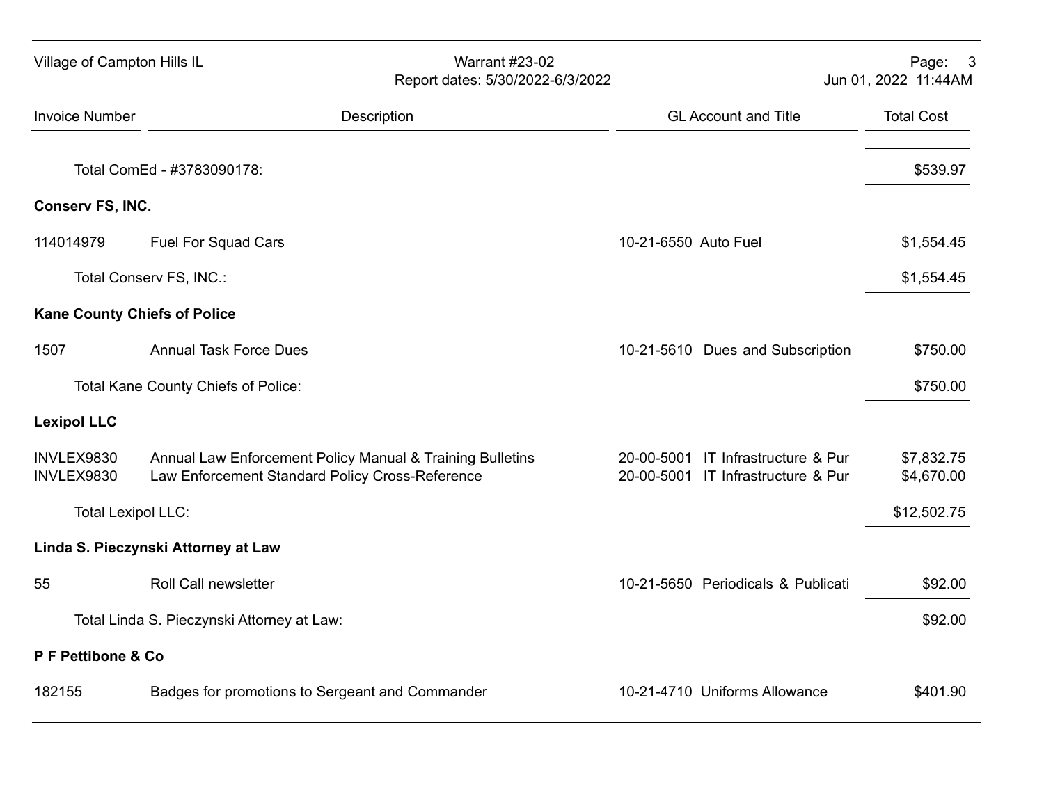| Invoice Number | Description | GL Account and Title | Total Cost |
|---|---|---|---|
| | Total ComEd - #3783090178: | | $539.97 |
| **Conserv FS, INC.** | | | |
| 114014979 | Fuel For Squad Cars | 10-21-6550 Auto Fuel | $1,554.45 |
| | Total Conserv FS, INC.: | | $1,554.45 |
| **Kane County Chiefs of Police** | | | |
| 1507 | Annual Task Force Dues | 10-21-5610 Dues and Subscription | $750.00 |
| | Total Kane County Chiefs of Police: | | $750.00 |
| **Lexipol LLC** | | | |
| INVLEX9830 | Annual Law Enforcement Policy Manual & Training Bulletins | 20-00-5001 IT Infrastructure & Pur | $7,832.75 |
| INVLEX9830 | Law Enforcement Standard Policy Cross-Reference | 20-00-5001 IT Infrastructure & Pur | $4,670.00 |
| | Total Lexipol LLC: | | $12,502.75 |
| **Linda S. Pieczynski Attorney at Law** | | | |
| 55 | Roll Call newsletter | 10-21-5650 Periodicals & Publicati | $92.00 |
| | Total Linda S. Pieczynski Attorney at Law: | | $92.00 |
| **P F Pettibone & Co** | | | |
| 182155 | Badges for promotions to Sergeant and Commander | 10-21-4710 Uniforms Allowance | $401.90 |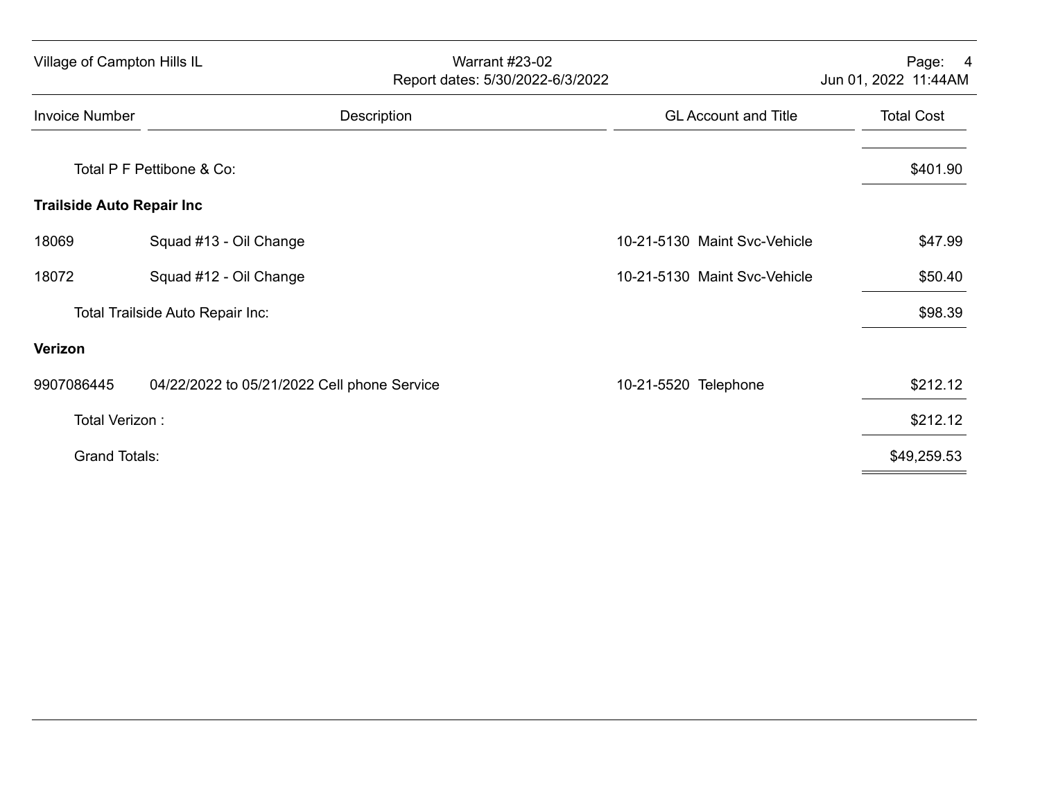| Invoice Number | Description | GL Account and Title | Total Cost |
|---|---|---|---|
| | Total P F Pettibone & Co: | | $401.90 |
| **Trailside Auto Repair Inc** | | | |
| 18069 | Squad #13 - Oil Change | 10-21-5130 Maint Svc-Vehicle | $47.99 |
| 18072 | Squad #12 - Oil Change | 10-21-5130 Maint Svc-Vehicle | $50.40 |
| | Total Trailside Auto Repair Inc: | | $98.39 |
| **Verizon** | | | |
| 9907086445 | 04/22/2022 to 05/21/2022 Cell phone Service | 10-21-5520 Telephone | $212.12 |
| | Total Verizon : | | $212.12 |
| | Grand Totals: | | $49,259.53 |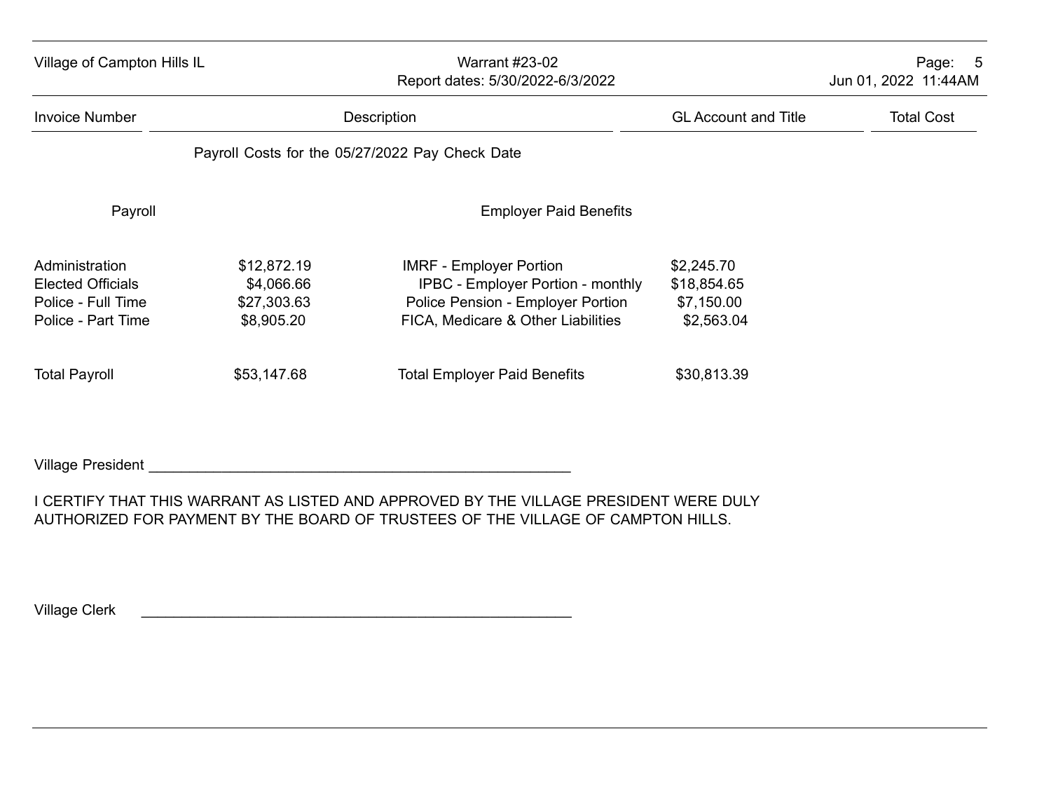| Invoice Number | Description | GL Account and Title | Total Cost |
| --- | --- | --- | --- |

Payroll Costs for the 05/27/2022 Pay Check Date

| Payroll | | Employer Paid Benefits | |
| --- | --- | --- | --- |
| Administration | $12,872.19 | IMRF - Employer Portion | $2,245.70 |
| Elected Officials | $4,066.66 | IPBC - Employer Portion - monthly | $18,854.65 |
| Police - Full Time | $27,303.63 | Police Pension - Employer Portion | $7,150.00 |
| Police - Part Time | $8,905.20 | FICA, Medicare & Other Liabilities | $2,563.04 |
| | | | |
| Total Payroll | $53,147.68 | Total Employer Paid Benefits | $30,813.39 |

Village President ____________________________________________________

I CERTIFY THAT THIS WARRANT AS LISTED AND APPROVED BY THE VILLAGE PRESIDENT WERE DULY AUTHORIZED FOR PAYMENT BY THE BOARD OF TRUSTEES OF THE VILLAGE OF CAMPTON HILLS.

Village Clerk ____________________________________________________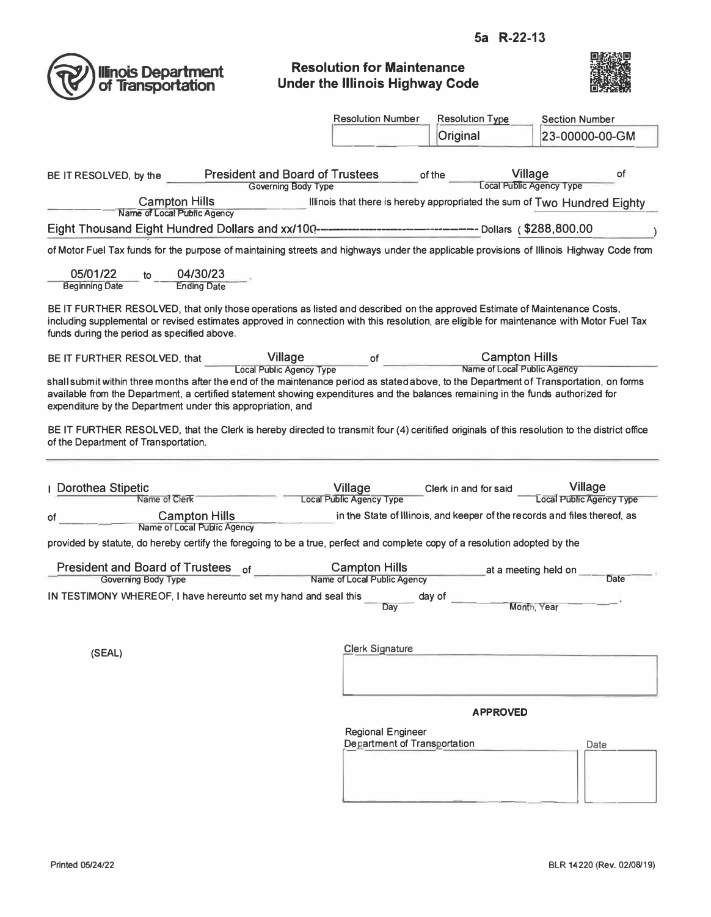5a R-22-13

Illinois Department of Transportation

# Resolution for Maintenance Under the Illinois Highway Code

| Resolution Number | Resolution Type | Section Number |
| --- | --- | --- |
| | Original | 23-00000-00-GM |

BE IT RESOLVED, by the President and Board of Trustees (Governing Body Type) of the Village (Local Public Agency Type) of Campton Hills (Name of Local Public Agency) Illinois that there is hereby appropriated the sum of Two Hundred Eighty Eight Thousand Eight Hundred Dollars and xx/100------------------------------------------- Dollars ( $288,800.00 ) of Motor Fuel Tax funds for the purpose of maintaining streets and highways under the applicable provisions of Illinois Highway Code from 05/01/22 (Beginning Date) to 04/30/23 (Ending Date).

BE IT FURTHER RESOLVED, that only those operations as listed and described on the approved Estimate of Maintenance Costs, including supplemental or revised estimates approved in connection with this resolution, are eligible for maintenance with Motor Fuel Tax funds during the period as specified above.

BE IT FURTHER RESOLVED, that Village (Local Public Agency Type) of Campton Hills (Name of Local Public Agency) shall submit within three months after the end of the maintenance period as stated above, to the Department of Transportation, on forms available from the Department, a certified statement showing expenditures and the balances remaining in the funds authorized for expenditure by the Department under this appropriation, and

BE IT FURTHER RESOLVED, that the Clerk is hereby directed to transmit four (4) ceritified originals of this resolution to the district office of the Department of Transportation.

---

I Dorothea Stipetic (Name of Clerk) Village (Local Public Agency Type) Clerk in and for said Village (Local Public Agency Type) of Campton Hills (Name of Local Public Agency) in the State of Illinois, and keeper of the records and files thereof, as provided by statute, do hereby certify the foregoing to be a true, perfect and complete copy of a resolution adopted by the President and Board of Trustees (Governing Body Type) of Campton Hills (Name of Local Public Agency) at a meeting held on ______ (Date).

IN TESTIMONY WHEREOF, I have hereunto set my hand and seal this ______ (Day) day of ______ (Month, Year).

(SEAL)

Clerk Signature

**APPROVED**

Regional Engineer
Department of Transportation

Date

Printed 05/24/22

BLR 14220 (Rev. 02/08/19)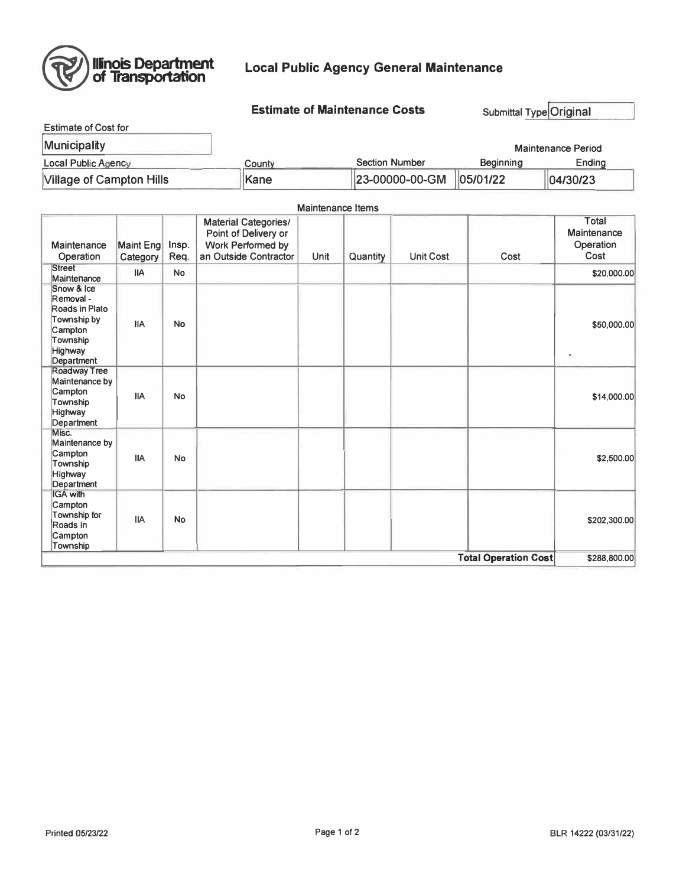Illinois Department of Transportation

# Local Public Agency General Maintenance

## Estimate of Maintenance Costs

Submittal Type: Original

Estimate of Cost for: Municipality

| Local Public Agency | County | Section Number | Maintenance Period Beginning | Maintenance Period Ending |
|---|---|---|---|---|
| Village of Campton Hills | Kane | 23-00000-00-GM | 05/01/22 | 04/30/23 |

Maintenance Items

| Maintenance Operation | Maint Eng Category | Insp. Req. | Material Categories/ Point of Delivery or Work Performed by an Outside Contractor | Unit | Quantity | Unit Cost | Cost | Total Maintenance Operation Cost |
|---|---|---|---|---|---|---|---|---|
| Street Maintenance | IIA | No | | | | | | $20,000.00 |
| Snow & Ice Removal - Roads in Plato Township by Campton Township Highway Department | IIA | No | | | | | | $50,000.00 |
| Roadway Tree Maintenance by Campton Township Highway Department | IIA | No | | | | | | $14,000.00 |
| Misc. Maintenance by Campton Township Highway Department | IIA | No | | | | | | $2,500.00 |
| IGA with Campton Township for Roads in Campton Township | IIA | No | | | | | | $202,300.00 |
| | | | | | | | **Total Operation Cost** | $288,800.00 |

Printed 05/23/22

BLR 14222 (03/31/22)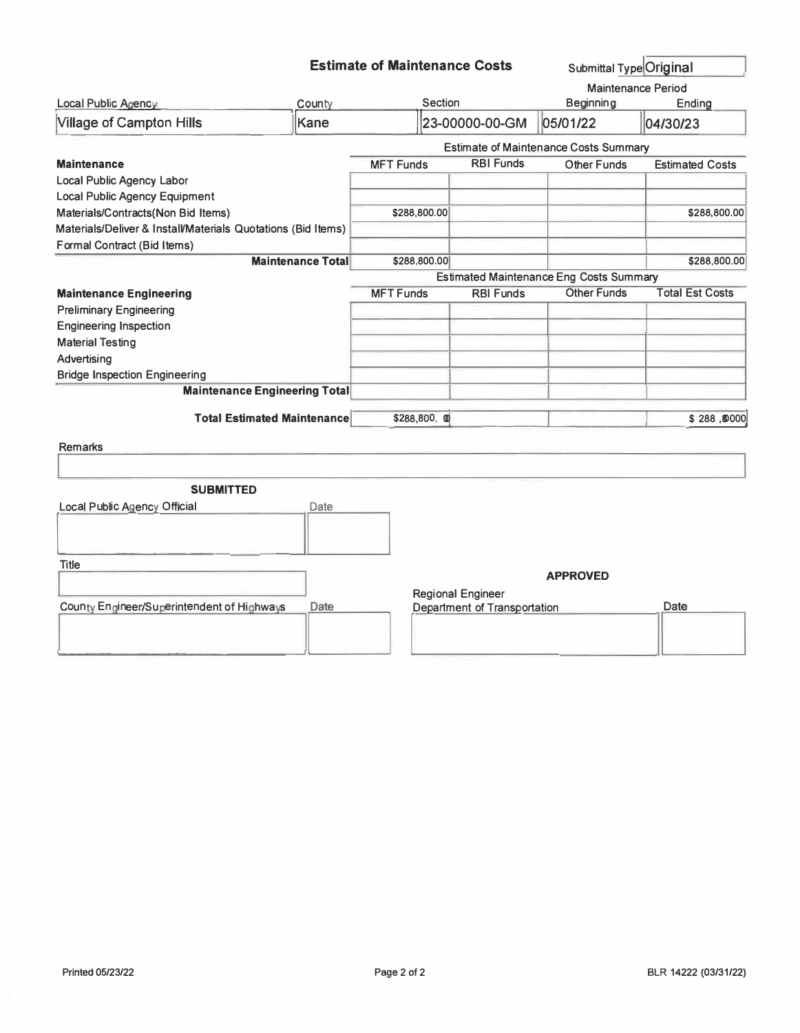# Estimate of Maintenance Costs

Submittal Type: Original

| Local Public Agency | County | Section | Maintenance Period Beginning | Maintenance Period Ending |
|---|---|---|---|---|
| Village of Campton Hills | Kane | 23-00000-00-GM | 05/01/22 | 04/30/23 |

**Estimate of Maintenance Costs Summary**

| Maintenance | MFT Funds | RBI Funds | Other Funds | Estimated Costs |
|---|---|---|---|---|
| Local Public Agency Labor | | | | |
| Local Public Agency Equipment | | | | |
| Materials/Contracts(Non Bid Items) | $288,800.00 | | | $288,800.00 |
| Materials/Deliver & Install/Materials Quotations (Bid Items) | | | | |
| Formal Contract (Bid Items) | | | | |
| **Maintenance Total** | $288,800.00 | | | $288,800.00 |

**Estimated Maintenance Eng Costs Summary**

| Maintenance Engineering | MFT Funds | RBI Funds | Other Funds | Total Est Costs |
|---|---|---|---|---|
| Preliminary Engineering | | | | |
| Engineering Inspection | | | | |
| Material Testing | | | | |
| Advertising | | | | |
| Bridge Inspection Engineering | | | | |
| **Maintenance Engineering Total** | | | | |
| **Total Estimated Maintenance** | $288,800.00 | | | $288,800.00 |

Remarks

**SUBMITTED**

Local Public Agency Official | Date

Title

County Engineer/Superintendent of Highways | Date

**APPROVED**

Regional Engineer
Department of Transportation | Date

Printed 05/23/22

BLR 14222 (03/31/22)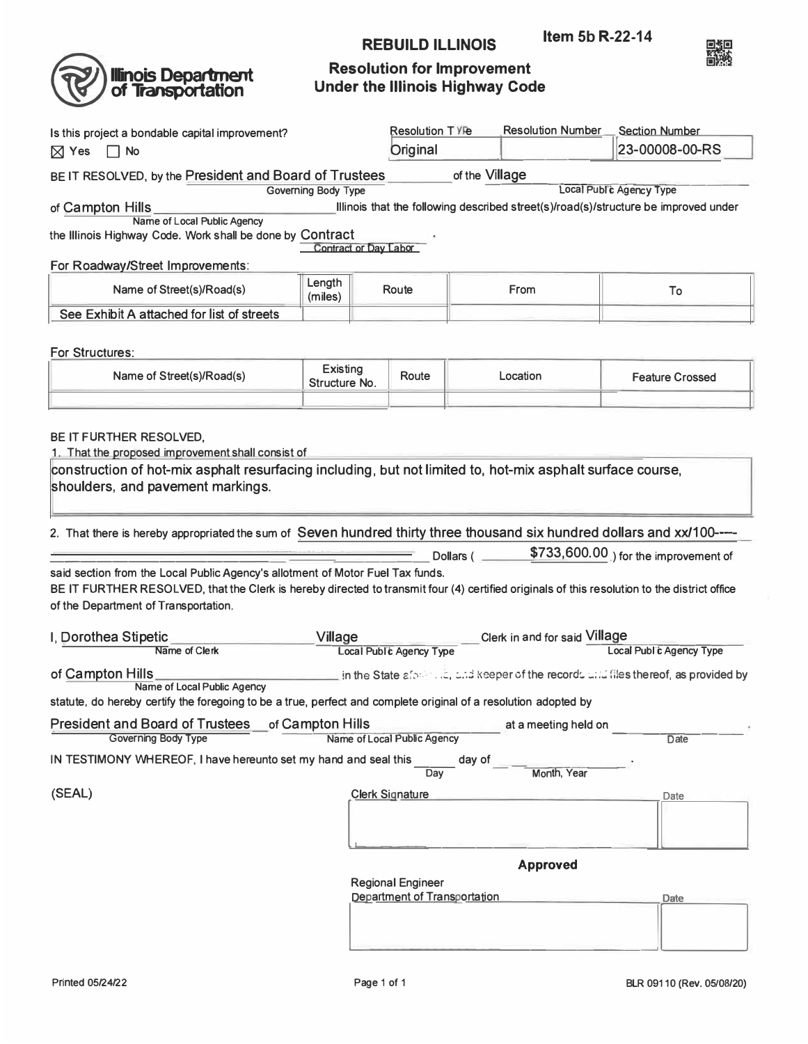**Item 5b R-22-14**

Illinois Department of Transportation

# REBUILD ILLINOIS

## Resolution for Improvement Under the Illinois Highway Code

Is this project a bondable capital improvement?
☒ Yes ☐ No

| Resolution Type | Resolution Number | Section Number |
|---|---|---|
| Original | | 23-00008-00-RS |

BE IT RESOLVED, by the President and Board of Trustees (Governing Body Type) of the Village (Local Public Agency Type) of Campton Hills (Name of Local Public Agency) Illinois that the following described street(s)/road(s)/structure be improved under the Illinois Highway Code. Work shall be done by Contract (Contract or Day Labor).

For Roadway/Street Improvements:

| Name of Street(s)/Road(s) | Length (miles) | Route | From | To |
|---|---|---|---|---|
| See Exhibit A attached for list of streets | | | | |

For Structures:

| Name of Street(s)/Road(s) | Existing Structure No. | Route | Location | Feature Crossed |
|---|---|---|---|---|
| | | | | |

BE IT FURTHER RESOLVED,

1. That the proposed improvement shall consist of

construction of hot-mix asphalt resurfacing including, but not limited to, hot-mix asphalt surface course, shoulders, and pavement markings.

2. That there is hereby appropriated the sum of Seven hundred thirty three thousand six hundred dollars and xx/100---- Dollars ( $733,600.00 ) for the improvement of said section from the Local Public Agency's allotment of Motor Fuel Tax funds.

BE IT FURTHER RESOLVED, that the Clerk is hereby directed to transmit four (4) certified originals of this resolution to the district office of the Department of Transportation.

I, Dorothea Stipetic (Name of Clerk) Village (Local Public Agency Type) Clerk in and for said Village (Local Public Agency Type) of Campton Hills (Name of Local Public Agency) in the State aforesaid, and keeper of the records and files thereof, as provided by statute, do hereby certify the foregoing to be a true, perfect and complete original of a resolution adopted by

President and Board of Trustees (Governing Body Type) of Campton Hills (Name of Local Public Agency) at a meeting held on ________ (Date).

IN TESTIMONY WHEREOF, I have hereunto set my hand and seal this ______ (Day) day of ________ (Month, Year).

(SEAL)

Clerk Signature ________________ Date ________

**Approved**

Regional Engineer
Department of Transportation ________________ Date ________

Printed 05/24/22

BLR 09110 (Rev. 05/08/20)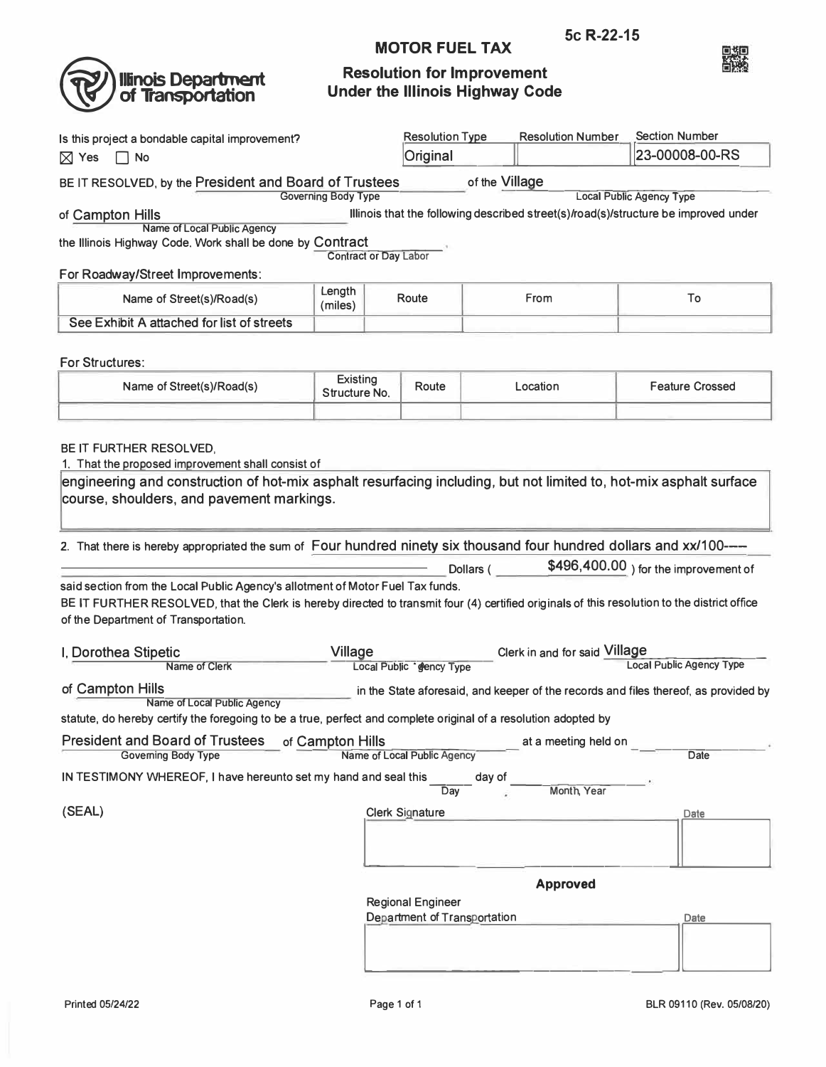5c R-22-15

Illinois Department of Transportation

# MOTOR FUEL TAX

## Resolution for Improvement Under the Illinois Highway Code

Is this project a bondable capital improvement?

☒ Yes ☐ No

| Resolution Type | Resolution Number | Section Number |
|---|---|---|
| Original | | 23-00008-00-RS |

BE IT RESOLVED, by the President and Board of Trustees (Governing Body Type) of the Village (Local Public Agency Type) of Campton Hills (Name of Local Public Agency) Illinois that the following described street(s)/road(s)/structure be improved under the Illinois Highway Code. Work shall be done by Contract (Contract or Day Labor).

For Roadway/Street Improvements:

| Name of Street(s)/Road(s) | Length (miles) | Route | From | To |
|---|---|---|---|---|
| See Exhibit A attached for list of streets | | | | |

For Structures:

| Name of Street(s)/Road(s) | Existing Structure No. | Route | Location | Feature Crossed |
|---|---|---|---|---|
| | | | | |

BE IT FURTHER RESOLVED,

1. That the proposed improvement shall consist of

engineering and construction of hot-mix asphalt resurfacing including, but not limited to, hot-mix asphalt surface course, shoulders, and pavement markings.

2. That there is hereby appropriated the sum of Four hundred ninety six thousand four hundred dollars and xx/100---- Dollars ( $496,400.00 ) for the improvement of said section from the Local Public Agency's allotment of Motor Fuel Tax funds.

BE IT FURTHER RESOLVED, that the Clerk is hereby directed to transmit four (4) certified originals of this resolution to the district office of the Department of Transportation.

I, Dorothea Stipetic (Name of Clerk) Village (Local Public Agency Type) Clerk in and for said Village (Local Public Agency Type) of Campton Hills (Name of Local Public Agency) in the State aforesaid, and keeper of the records and files thereof, as provided by statute, do hereby certify the foregoing to be a true, perfect and complete original of a resolution adopted by President and Board of Trustees (Governing Body Type) of Campton Hills (Name of Local Public Agency) at a meeting held on ________ (Date).

IN TESTIMONY WHEREOF, I have hereunto set my hand and seal this ______ (Day) day of ____________ (Month, Year).

(SEAL)

Clerk Signature ____________ Date ______

**Approved**

Regional Engineer
Department of Transportation ____________ Date ______

Printed 05/24/22

BLR 09110 (Rev. 05/08/20)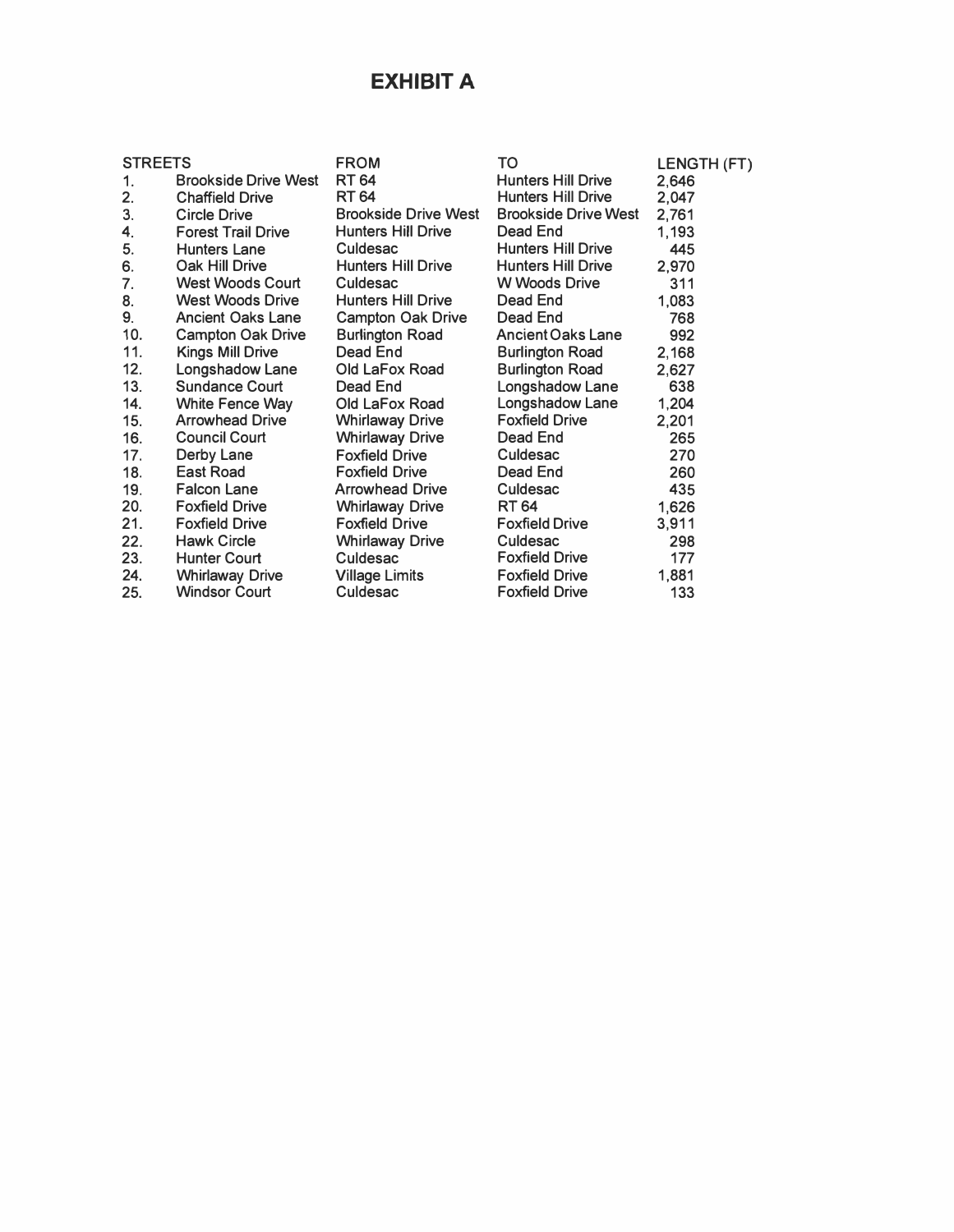# EXHIBIT A

| | STREETS | FROM | TO | LENGTH (FT) |
|---|---|---|---|---|
| 1. | Brookside Drive West | RT 64 | Hunters Hill Drive | 2,646 |
| 2. | Chaffield Drive | RT 64 | Hunters Hill Drive | 2,047 |
| 3. | Circle Drive | Brookside Drive West | Brookside Drive West | 2,761 |
| 4. | Forest Trail Drive | Hunters Hill Drive | Dead End | 1,193 |
| 5. | Hunters Lane | Culdesac | Hunters Hill Drive | 445 |
| 6. | Oak Hill Drive | Hunters Hill Drive | Hunters Hill Drive | 2,970 |
| 7. | West Woods Court | Culdesac | W Woods Drive | 311 |
| 8. | West Woods Drive | Hunters Hill Drive | Dead End | 1,083 |
| 9. | Ancient Oaks Lane | Campton Oak Drive | Dead End | 768 |
| 10. | Campton Oak Drive | Burlington Road | Ancient Oaks Lane | 992 |
| 11. | Kings Mill Drive | Dead End | Burlington Road | 2,168 |
| 12. | Longshadow Lane | Old LaFox Road | Burlington Road | 2,627 |
| 13. | Sundance Court | Dead End | Longshadow Lane | 638 |
| 14. | White Fence Way | Old LaFox Road | Longshadow Lane | 1,204 |
| 15. | Arrowhead Drive | Whirlaway Drive | Foxfield Drive | 2,201 |
| 16. | Council Court | Whirlaway Drive | Dead End | 265 |
| 17. | Derby Lane | Foxfield Drive | Culdesac | 270 |
| 18. | East Road | Foxfield Drive | Dead End | 260 |
| 19. | Falcon Lane | Arrowhead Drive | Culdesac | 435 |
| 20. | Foxfield Drive | Whirlaway Drive | RT 64 | 1,626 |
| 21. | Foxfield Drive | Foxfield Drive | Foxfield Drive | 3,911 |
| 22. | Hawk Circle | Whirlaway Drive | Culdesac | 298 |
| 23. | Hunter Court | Culdesac | Foxfield Drive | 177 |
| 24. | Whirlaway Drive | Village Limits | Foxfield Drive | 1,881 |
| 25. | Windsor Court | Culdesac | Foxfield Drive | 133 |